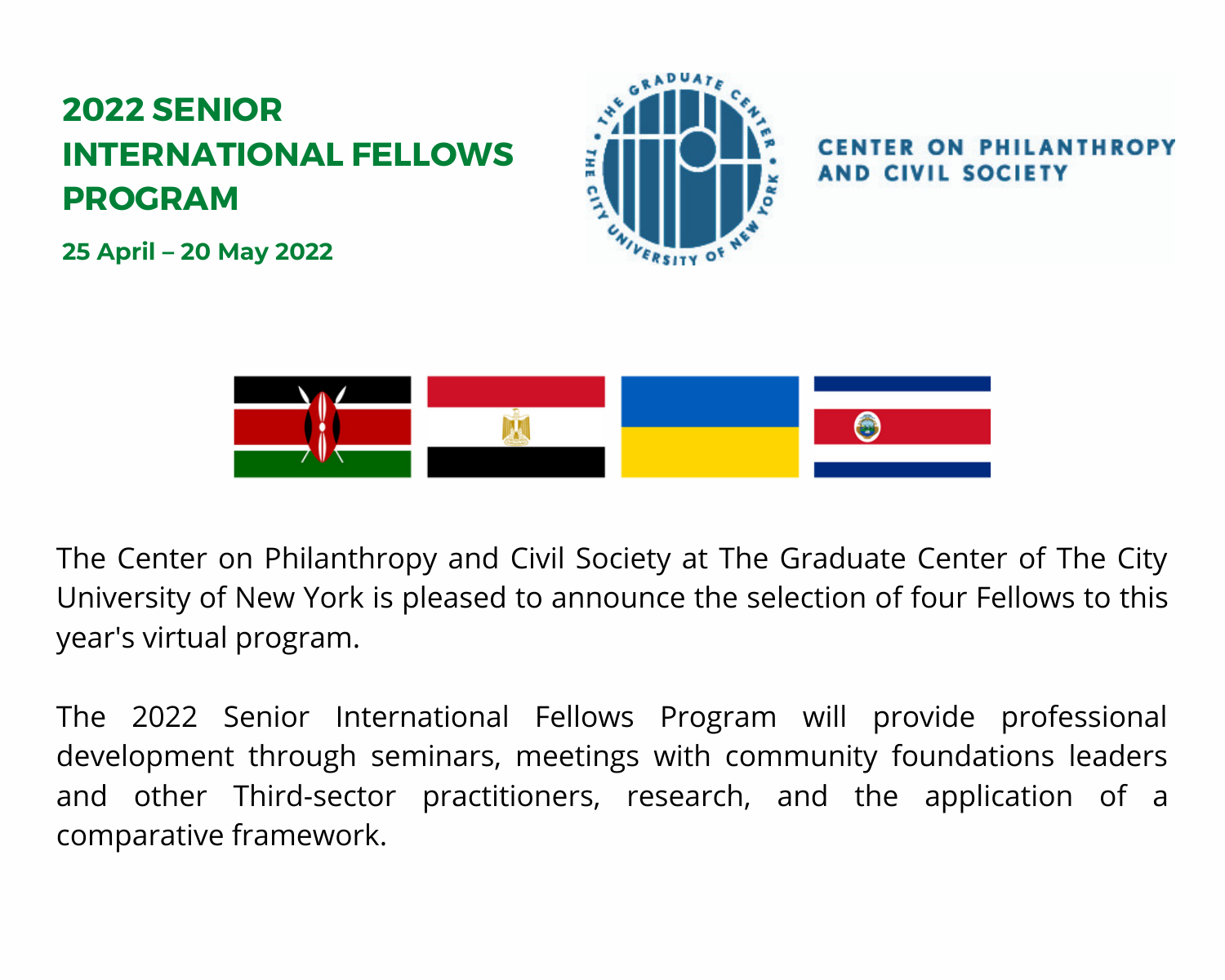# 2022 SENIOR INTERNATIONAL FELLOWS PROGRAM

**25 April – 20 May 2022**

CENTER ON PHILANTHROPY AND CIVIL SOCIETY

The Center on Philanthropy and Civil Society at The Graduate Center of The City University of New York is pleased to announce the selection of four Fellows to this year's virtual program.

The 2022 Senior International Fellows Program will provide professional development through seminars, meetings with community foundations leaders and other Third-sector practitioners, research, and the application of a comparative framework.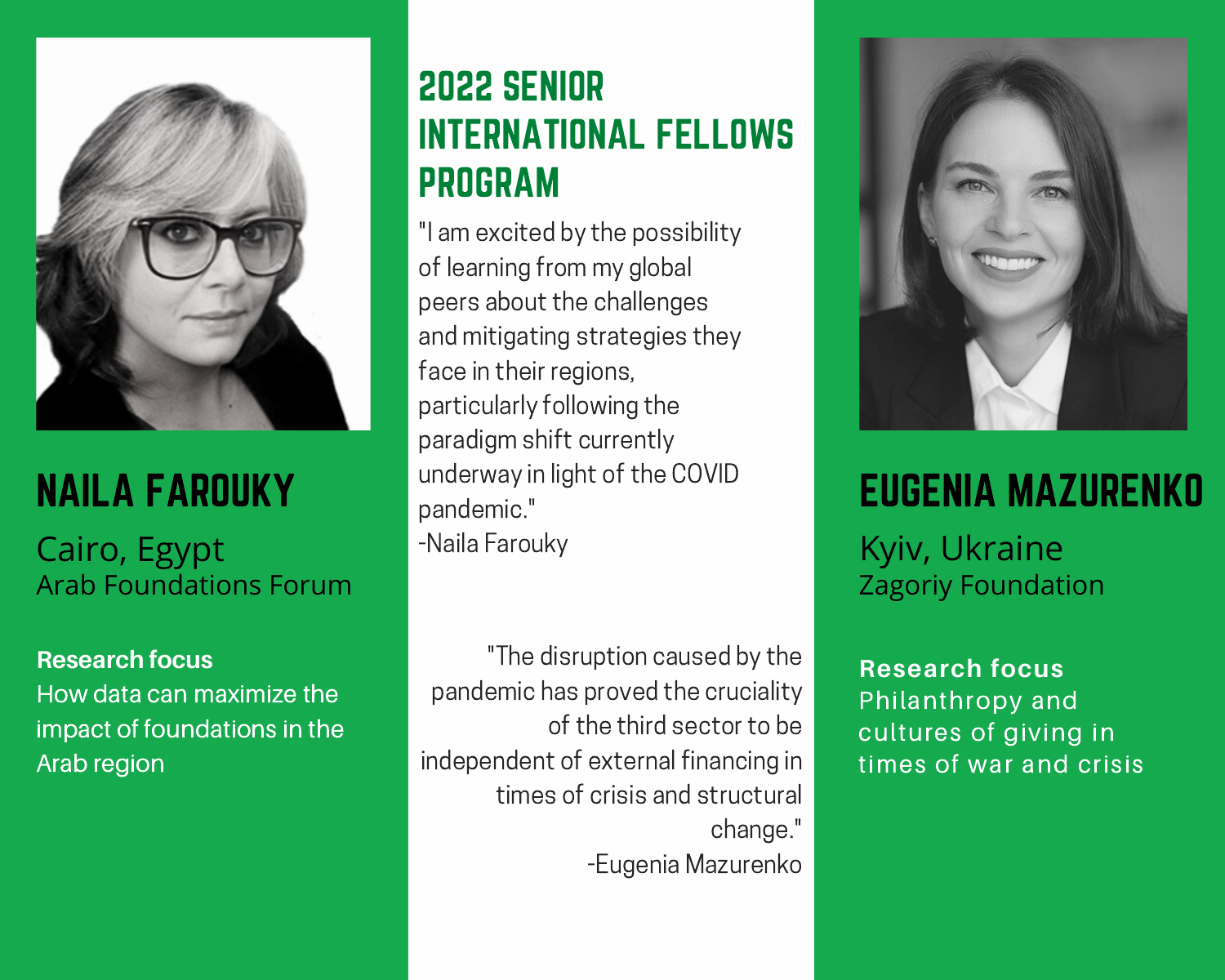# 2022 SENIOR INTERNATIONAL FELLOWS PROGRAM

## NAILA FAROUKY

Cairo, Egypt
Arab Foundations Forum

**Research focus**
How data can maximize the impact of foundations in the Arab region

"I am excited by the possibility of learning from my global peers about the challenges and mitigating strategies they face in their regions, particularly following the paradigm shift currently underway in light of the COVID pandemic."
-Naila Farouky

## EUGENIA MAZURENKO

Kyiv, Ukraine
Zagoriy Foundation

**Research focus**
Philanthropy and cultures of giving in times of war and crisis

"The disruption caused by the pandemic has proved the cruciality of the third sector to be independent of external financing in times of crisis and structural change."
-Eugenia Mazurenko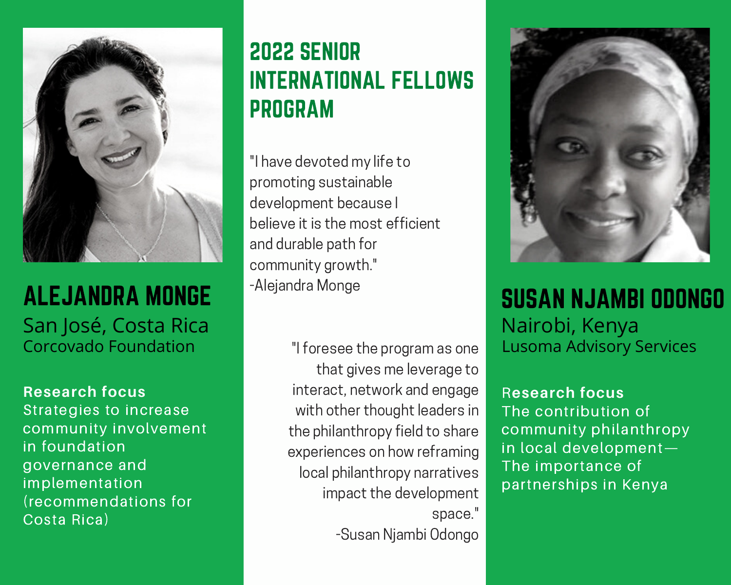# 2022 SENIOR INTERNATIONAL FELLOWS PROGRAM

## ALEJANDRA MONGE

San José, Costa Rica
Corcovado Foundation

**Research focus**
Strategies to increase community involvement in foundation governance and implementation (recommendations for Costa Rica)

"I have devoted my life to promoting sustainable development because I believe it is the most efficient and durable path for community growth."
-Alejandra Monge

## SUSAN NJAMBI ODONGO

Nairobi, Kenya
Lusoma Advisory Services

**Research focus**
The contribution of community philanthropy in local development— The importance of partnerships in Kenya

"I foresee the program as one that gives me leverage to interact, network and engage with other thought leaders in the philanthropy field to share experiences on how reframing local philanthropy narratives impact the development space."
-Susan Njambi Odongo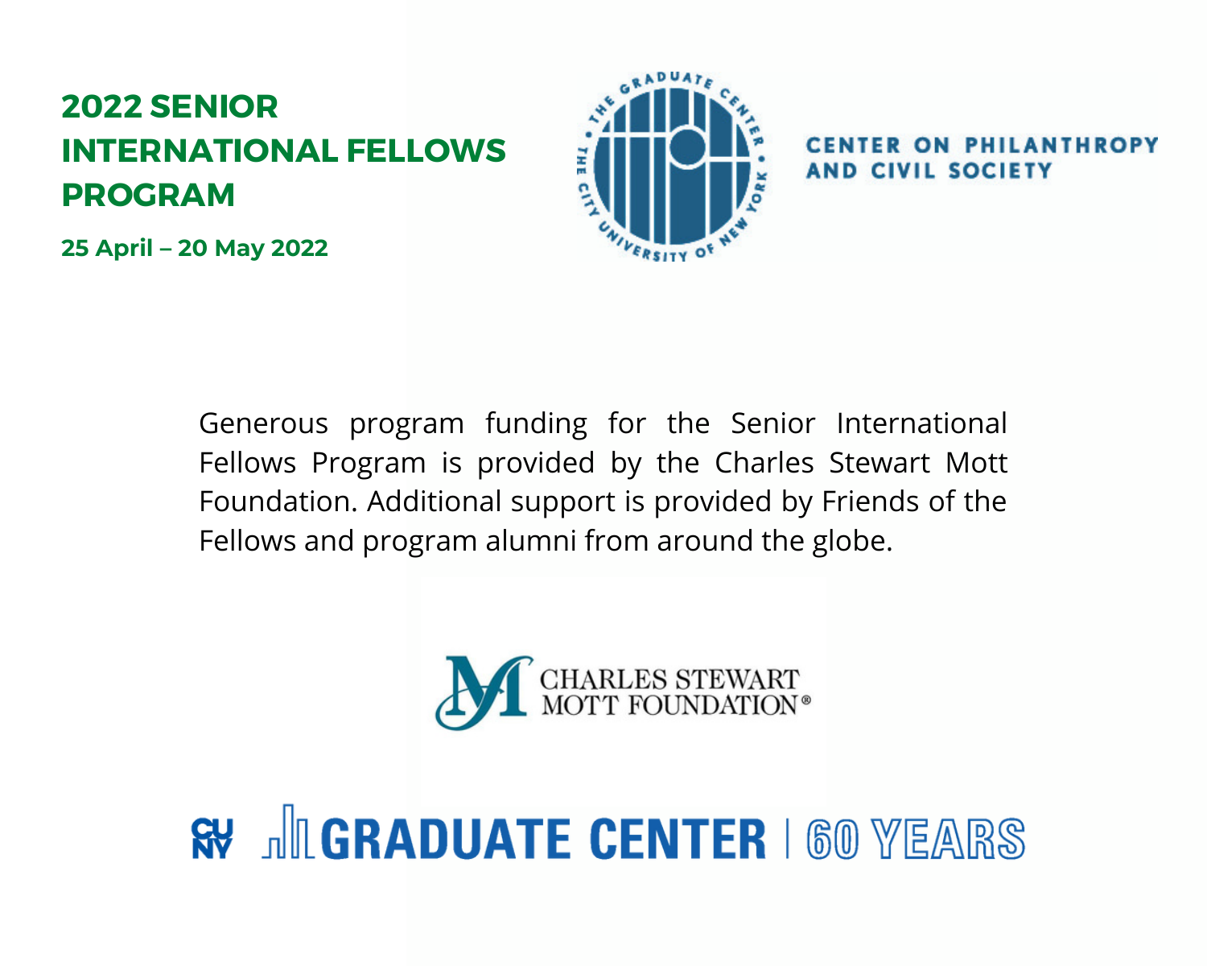# 2022 SENIOR INTERNATIONAL FELLOWS PROGRAM

**25 April – 20 May 2022**

THE GRADUATE CENTER • THE CITY UNIVERSITY OF NEW YORK •

CENTER ON PHILANTHROPY AND CIVIL SOCIETY

Generous program funding for the Senior International Fellows Program is provided by the Charles Stewart Mott Foundation. Additional support is provided by Friends of the Fellows and program alumni from around the globe.

CHARLES STEWART MOTT FOUNDATION®

CUNY GRADUATE CENTER | 60 YEARS